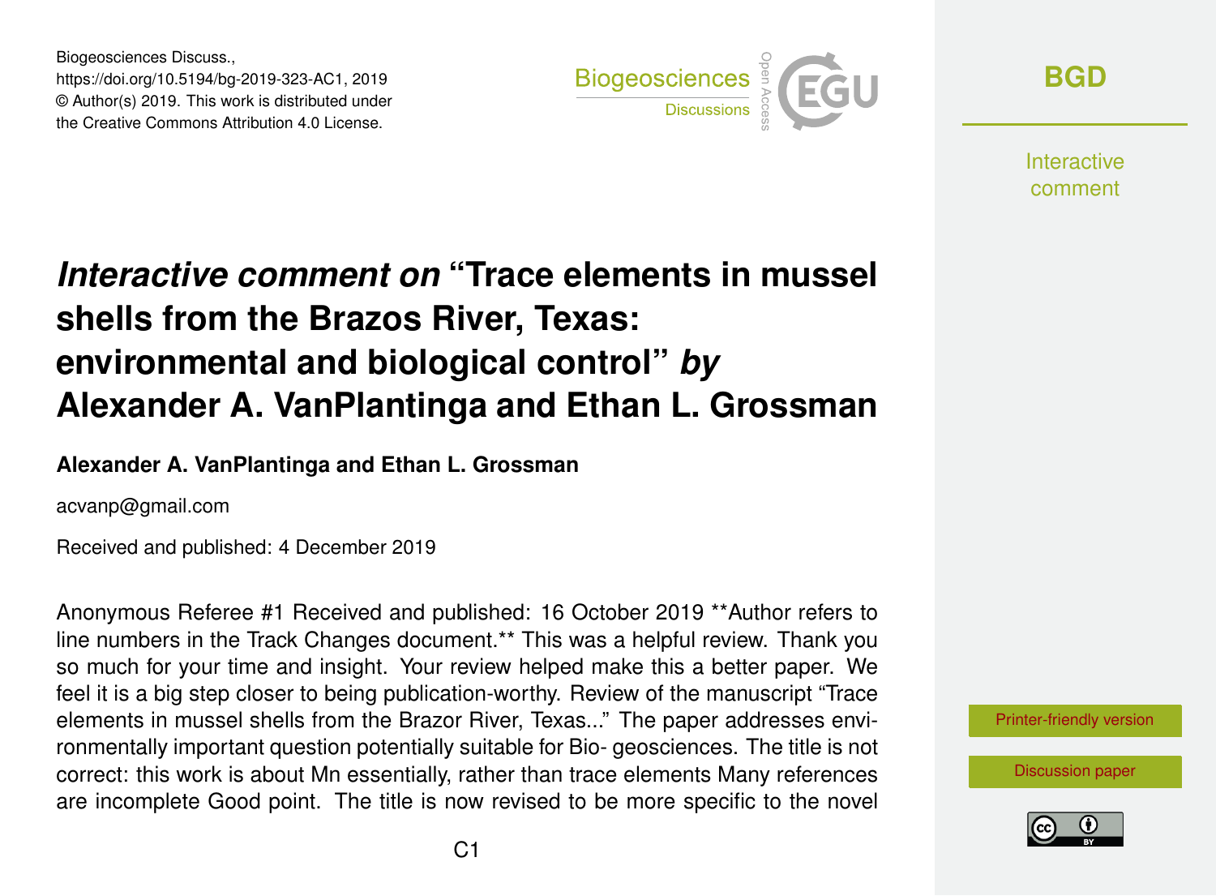Biogeosciences Discuss.,
https://doi.org/10.5194/bg-2019-323-AC1, 2019
© Author(s) 2019. This work is distributed under
the Creative Commons Attribution 4.0 License.

# *Interactive comment on* "Trace elements in mussel shells from the Brazos River, Texas: environmental and biological control" *by* Alexander A. VanPlantinga and Ethan L. Grossman

**Alexander A. VanPlantinga and Ethan L. Grossman**

acvanp@gmail.com

Received and published: 4 December 2019

Anonymous Referee #1 Received and published: 16 October 2019 **Author refers to line numbers in the Track Changes document.** This was a helpful review. Thank you so much for your time and insight. Your review helped make this a better paper. We feel it is a big step closer to being publication-worthy. Review of the manuscript "Trace elements in mussel shells from the Brazor River, Texas..." The paper addresses environmentally important question potentially suitable for Bio- geosciences. The title is not correct: this work is about Mn essentially, rather than trace elements Many references are incomplete Good point. The title is now revised to be more specific to the novel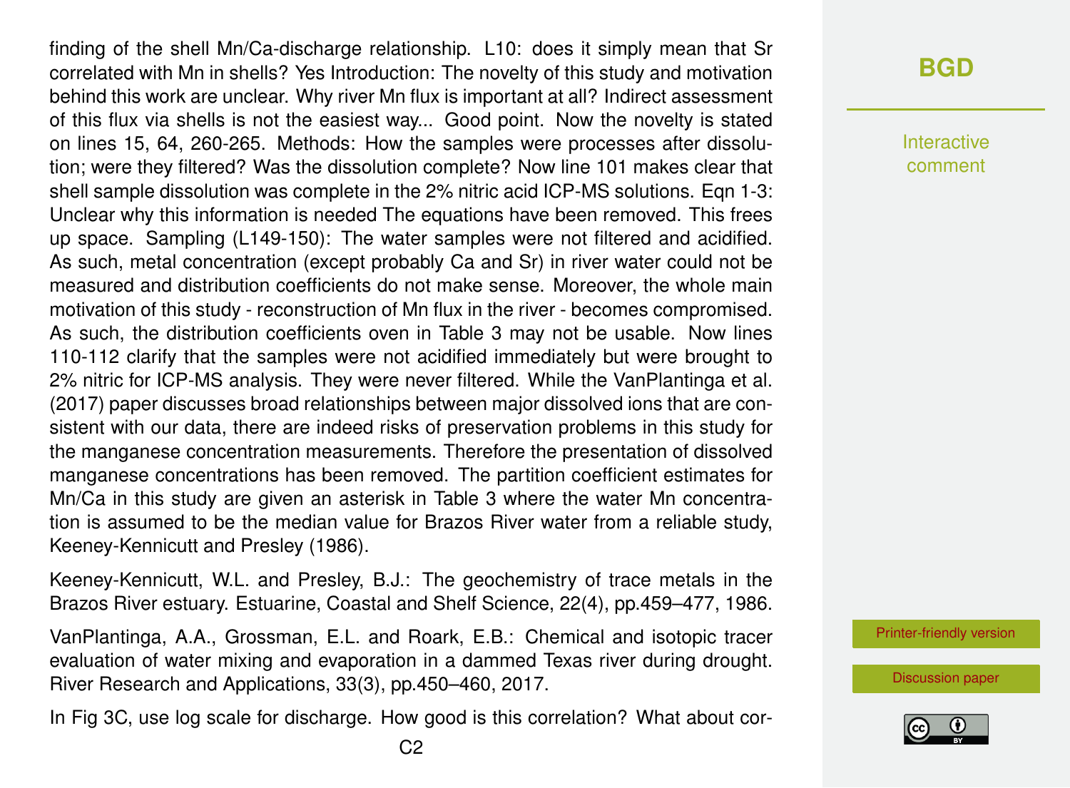finding of the shell Mn/Ca-discharge relationship. L10: does it simply mean that Sr correlated with Mn in shells? Yes Introduction: The novelty of this study and motivation behind this work are unclear. Why river Mn flux is important at all? Indirect assessment of this flux via shells is not the easiest way... Good point. Now the novelty is stated on lines 15, 64, 260-265. Methods: How the samples were processes after dissolution; were they filtered? Was the dissolution complete? Now line 101 makes clear that shell sample dissolution was complete in the 2% nitric acid ICP-MS solutions. Eqn 1-3: Unclear why this information is needed The equations have been removed. This frees up space. Sampling (L149-150): The water samples were not filtered and acidified. As such, metal concentration (except probably Ca and Sr) in river water could not be measured and distribution coefficients do not make sense. Moreover, the whole main motivation of this study - reconstruction of Mn flux in the river - becomes compromised. As such, the distribution coefficients oven in Table 3 may not be usable. Now lines 110-112 clarify that the samples were not acidified immediately but were brought to 2% nitric for ICP-MS analysis. They were never filtered. While the VanPlantinga et al. (2017) paper discusses broad relationships between major dissolved ions that are consistent with our data, there are indeed risks of preservation problems in this study for the manganese concentration measurements. Therefore the presentation of dissolved manganese concentrations has been removed. The partition coefficient estimates for Mn/Ca in this study are given an asterisk in Table 3 where the water Mn concentration is assumed to be the median value for Brazos River water from a reliable study, Keeney-Kennicutt and Presley (1986).

Keeney-Kennicutt, W.L. and Presley, B.J.: The geochemistry of trace metals in the Brazos River estuary. Estuarine, Coastal and Shelf Science, 22(4), pp.459–477, 1986.

VanPlantinga, A.A., Grossman, E.L. and Roark, E.B.: Chemical and isotopic tracer evaluation of water mixing and evaporation in a dammed Texas river during drought. River Research and Applications, 33(3), pp.450–460, 2017.

In Fig 3C, use log scale for discharge. How good is this correlation? What about cor-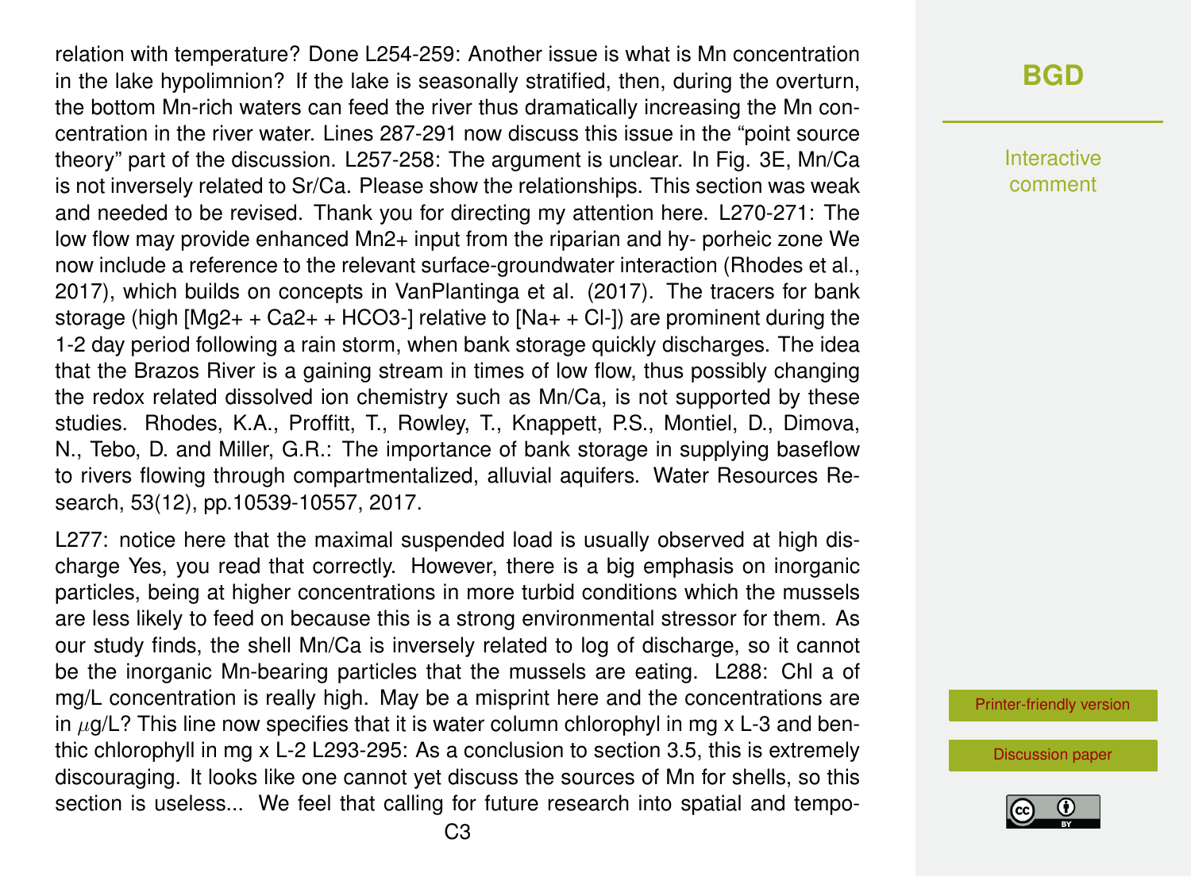relation with temperature? Done L254-259: Another issue is what is Mn concentration in the lake hypolimnion? If the lake is seasonally stratified, then, during the overturn, the bottom Mn-rich waters can feed the river thus dramatically increasing the Mn concentration in the river water. Lines 287-291 now discuss this issue in the "point source theory" part of the discussion. L257-258: The argument is unclear. In Fig. 3E, Mn/Ca is not inversely related to Sr/Ca. Please show the relationships. This section was weak and needed to be revised. Thank you for directing my attention here. L270-271: The low flow may provide enhanced $Mn^{2+}$ input from the riparian and hy- porheic zone We now include a reference to the relevant surface-groundwater interaction (Rhodes et al., 2017), which builds on concepts in VanPlantinga et al. (2017). The tracers for bank storage (high [$Mg^{2+}$ + $Ca^{2+}$ + $HCO_3^-$] relative to [$Na^+$ + $Cl^-$]) are prominent during the 1-2 day period following a rain storm, when bank storage quickly discharges. The idea that the Brazos River is a gaining stream in times of low flow, thus possibly changing the redox related dissolved ion chemistry such as Mn/Ca, is not supported by these studies. Rhodes, K.A., Proffitt, T., Rowley, T., Knappett, P.S., Montiel, D., Dimova, N., Tebo, D. and Miller, G.R.: The importance of bank storage in supplying baseflow to rivers flowing through compartmentalized, alluvial aquifers. Water Resources Research, 53(12), pp.10539-10557, 2017.

L277: notice here that the maximal suspended load is usually observed at high discharge Yes, you read that correctly. However, there is a big emphasis on inorganic particles, being at higher concentrations in more turbid conditions which the mussels are less likely to feed on because this is a strong environmental stressor for them. As our study finds, the shell Mn/Ca is inversely related to log of discharge, so it cannot be the inorganic Mn-bearing particles that the mussels are eating. L288: Chl a of mg/L concentration is really high. May be a misprint here and the concentrations are in $\mu$g/L? This line now specifies that it is water column chlorophyl in mg x L-3 and benthic chlorophyll in mg x L-2 L293-295: As a conclusion to section 3.5, this is extremely discouraging. It looks like one cannot yet discuss the sources of Mn for shells, so this section is useless... We feel that calling for future research into spatial and tempo-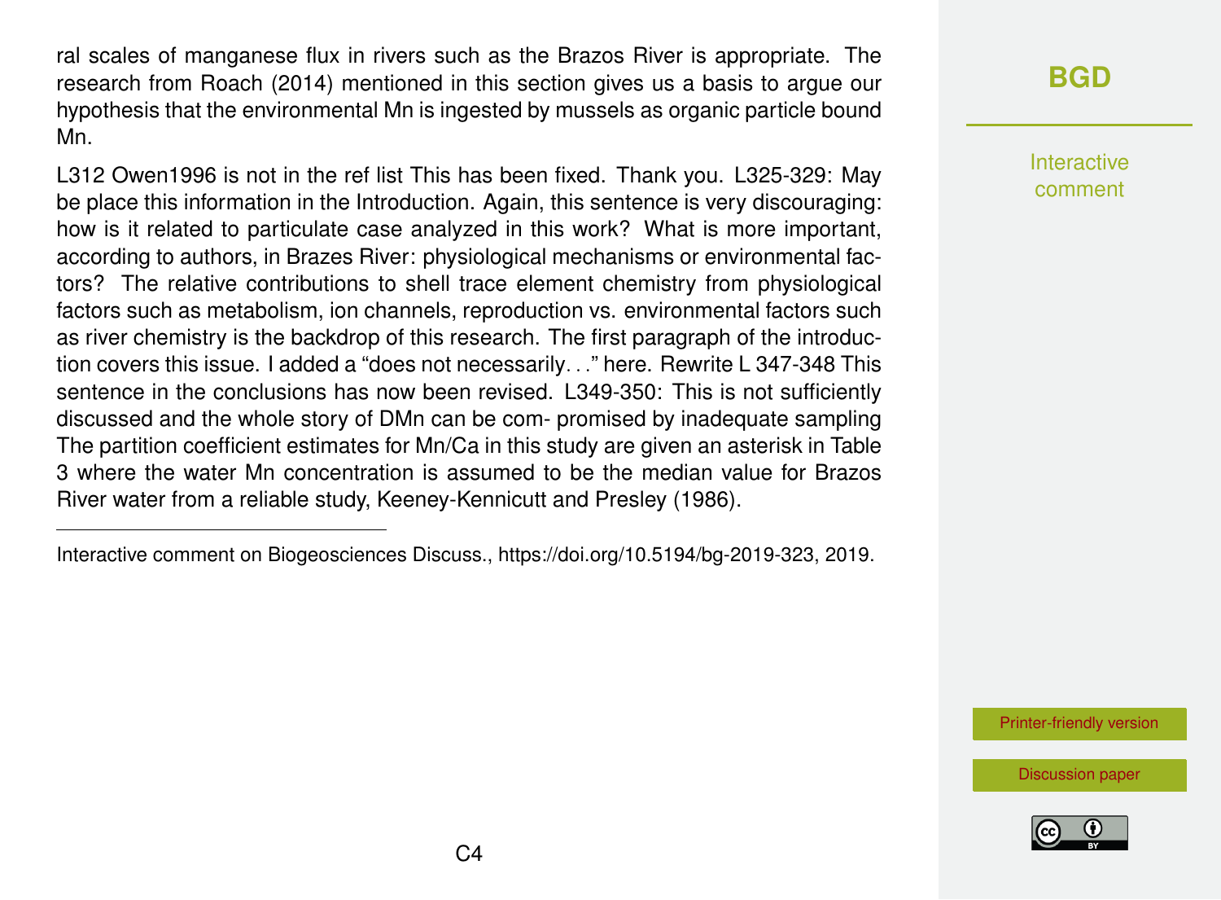ral scales of manganese flux in rivers such as the Brazos River is appropriate. The research from Roach (2014) mentioned in this section gives us a basis to argue our hypothesis that the environmental Mn is ingested by mussels as organic particle bound Mn.

L312 Owen1996 is not in the ref list This has been fixed. Thank you. L325-329: May be place this information in the Introduction. Again, this sentence is very discouraging: how is it related to particulate case analyzed in this work? What is more important, according to authors, in Brazes River: physiological mechanisms or environmental factors? The relative contributions to shell trace element chemistry from physiological factors such as metabolism, ion channels, reproduction vs. environmental factors such as river chemistry is the backdrop of this research. The first paragraph of the introduction covers this issue. I added a "does not necessarily. . ." here. Rewrite L 347-348 This sentence in the conclusions has now been revised. L349-350: This is not sufficiently discussed and the whole story of DMn can be com- promised by inadequate sampling The partition coefficient estimates for Mn/Ca in this study are given an asterisk in Table 3 where the water Mn concentration is assumed to be the median value for Brazos River water from a reliable study, Keeney-Kennicutt and Presley (1986).

---

Interactive comment on Biogeosciences Discuss., https://doi.org/10.5194/bg-2019-323, 2019.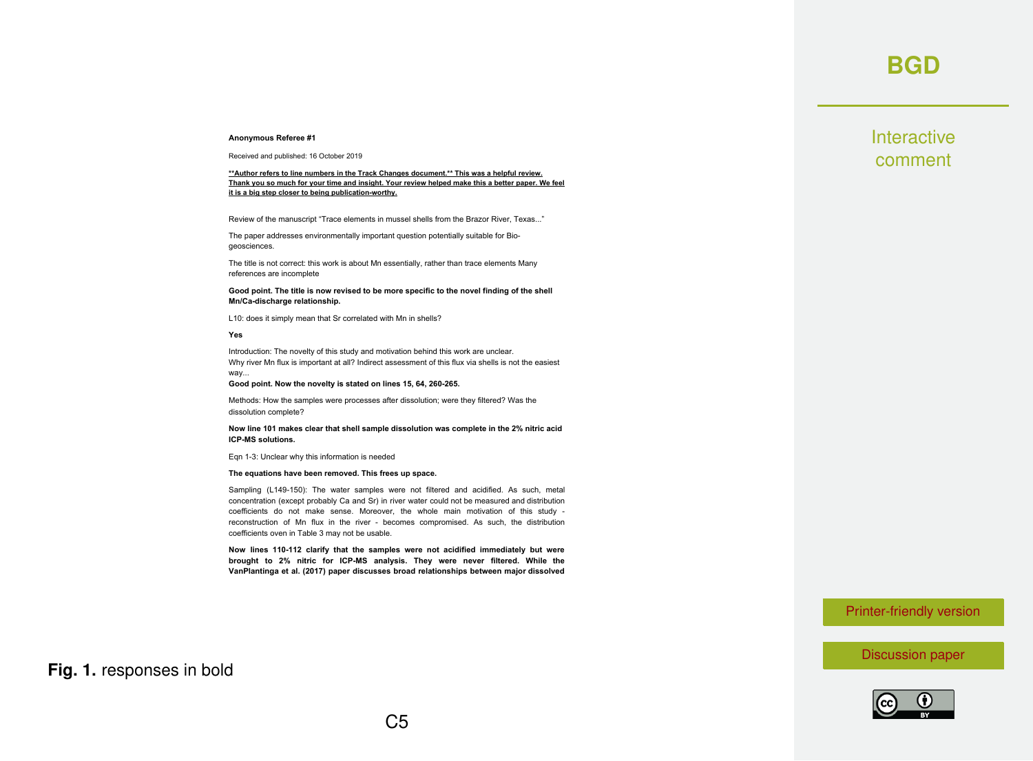**Anonymous Referee #1**

Received and published: 16 October 2019

**__**Author refers to line numbers in the Track Changes document.** This was a helpful review. Thank you so much for your time and insight. Your review helped make this a better paper. We feel it is a big step closer to being publication-worthy.__**

Review of the manuscript "Trace elements in mussel shells from the Brazor River, Texas..."

The paper addresses environmentally important question potentially suitable for Bio-geosciences.

The title is not correct: this work is about Mn essentially, rather than trace elements Many references are incomplete

**Good point. The title is now revised to be more specific to the novel finding of the shell Mn/Ca-discharge relationship.**

L10: does it simply mean that Sr correlated with Mn in shells?

**Yes**

Introduction: The novelty of this study and motivation behind this work are unclear. Why river Mn flux is important at all? Indirect assessment of this flux via shells is not the easiest way...

**Good point. Now the novelty is stated on lines 15, 64, 260-265.**

Methods: How the samples were processes after dissolution; were they filtered? Was the dissolution complete?

**Now line 101 makes clear that shell sample dissolution was complete in the 2% nitric acid ICP-MS solutions.**

Eqn 1-3: Unclear why this information is needed

**The equations have been removed. This frees up space.**

Sampling (L149-150): The water samples were not filtered and acidified. As such, metal concentration (except probably Ca and Sr) in river water could not be measured and distribution coefficients do not make sense. Moreover, the whole main motivation of this study - reconstruction of Mn flux in the river - becomes compromised. As such, the distribution coefficients oven in Table 3 may not be usable.

**Now lines 110-112 clarify that the samples were not acidified immediately but were brought to 2% nitric for ICP-MS analysis. They were never filtered. While the VanPlantinga et al. (2017) paper discusses broad relationships between major dissolved**

**Fig. 1.** responses in bold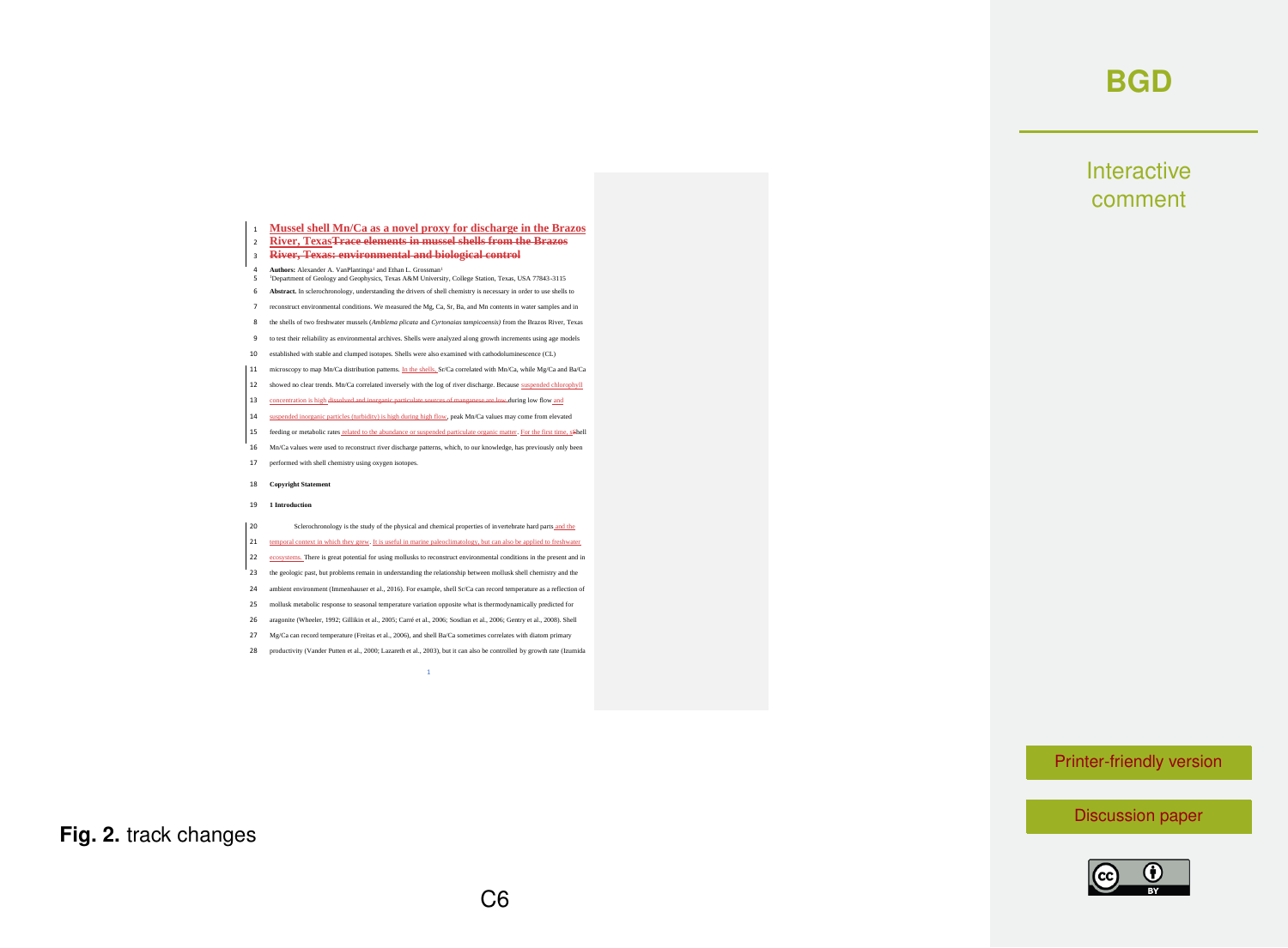1 **Mussel shell Mn/Ca as a novel proxy for discharge in the Brazos**
2 **River, Texas~~Trace elements in mussel shells from the Brazos~~**
3 **~~River, Texas: environmental and biological control~~**

4 **Authors:** Alexander A. VanPlantinga[1] and Ethan L. Grossman[1]
5 [1]Department of Geology and Geophysics, Texas A&M University, College Station, Texas, USA 77843-3115

6 **Abstract.** In sclerochronology, understanding the drivers of shell chemistry is necessary in order to use shells to
7 reconstruct environmental conditions. We measured the Mg, Ca, Sr, Ba, and Mn contents in water samples and in
8 the shells of two freshwater mussels (*Amblema plicata* and *Cyrtonaias tampicoensis*) from the Brazos River, Texas
9 to test their reliability as environmental archives. Shells were analyzed along growth increments using age models
10 established with stable and clumped isotopes. Shells were also examined with cathodoluminescence (CL)
11 microscopy to map Mn/Ca distribution patterns. In the shells, Sr/Ca correlated with Mn/Ca, while Mg/Ca and Ba/Ca
12 showed no clear trends. Mn/Ca correlated inversely with the log of river discharge. Because suspended chlorophyll
13 concentration is high ~~dissolved and inorganic particulate sources of manganese are low~~ during low flow and
14 suspended inorganic particles (turbidity) is high during high flow, peak Mn/Ca values may come from elevated
15 feeding or metabolic rates related to the abundance or suspended particulate organic matter. For the first time, ~~s~~Shell
16 Mn/Ca values were used to reconstruct river discharge patterns, which, to our knowledge, has previously only been
17 performed with shell chemistry using oxygen isotopes.

18 **Copyright Statement**

19 **1 Introduction**

20 Sclerochronology is the study of the physical and chemical properties of invertebrate hard parts and the
21 temporal context in which they grew. It is useful in marine paleoclimatology, but can also be applied to freshwater
22 ecosystems. There is great potential for using mollusks to reconstruct environmental conditions in the present and in
23 the geologic past, but problems remain in understanding the relationship between mollusk shell chemistry and the
24 ambient environment (Immenhauser et al., 2016). For example, shell Sr/Ca can record temperature as a reflection of
25 mollusk metabolic response to seasonal temperature variation opposite what is thermodynamically predicted for
26 aragonite (Wheeler, 1992; Gillikin et al., 2005; Carré et al., 2006; Sosdian et al., 2006; Gentry et al., 2008). Shell
27 Mg/Ca can record temperature (Freitas et al., 2006), and shell Ba/Ca sometimes correlates with diatom primary
28 productivity (Vander Putten et al., 2000; Lazareth et al., 2003), but it can also be controlled by growth rate (Izumida

**Fig. 2.** track changes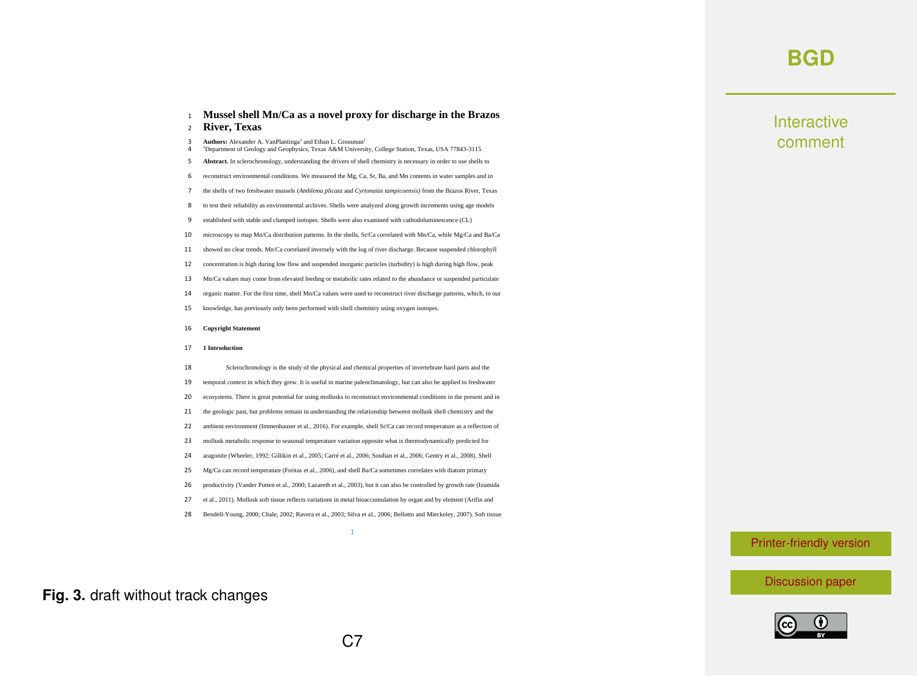1 **Mussel shell Mn/Ca as a novel proxy for discharge in the Brazos**
2 **River, Texas**

3 **Authors:** Alexander A. VanPlantinga[1] and Ethan L. Grossman[1]
4 [1]Department of Geology and Geophysics, Texas A&M University, College Station, Texas, USA 77843-3115

5 **Abstract.** In sclerochronology, understanding the drivers of shell chemistry is necessary in order to use shells to
6 reconstruct environmental conditions. We measured the Mg, Ca, Sr, Ba, and Mn contents in water samples and in
7 the shells of two freshwater mussels (*Amblema plicata* and *Cyrtonaias tampicoensis)* from the Brazos River, Texas
8 to test their reliability as environmental archives. Shells were analyzed along growth increments using age models
9 established with stable and clumped isotopes. Shells were also examined with cathodoluminescence (CL)
10 microscopy to map Mn/Ca distribution patterns. In the shells, Sr/Ca correlated with Mn/Ca, while Mg/Ca and Ba/Ca
11 showed no clear trends. Mn/Ca correlated inversely with the log of river discharge. Because suspended chlorophyll
12 concentration is high during low flow and suspended inorganic particles (turbidity) is high during high flow, peak
13 Mn/Ca values may come from elevated feeding or metabolic rates related to the abundance or suspended particulate
14 organic matter. For the first time, shell Mn/Ca values were used to reconstruct river discharge patterns, which, to our
15 knowledge, has previously only been performed with shell chemistry using oxygen isotopes.

16 **Copyright Statement**

17 **1 Introduction**

18 Sclerochronology is the study of the physical and chemical properties of invertebrate hard parts and the
19 temporal context in which they grew. It is useful in marine paleoclimatology, but can also be applied to freshwater
20 ecosystems. There is great potential for using mollusks to reconstruct environmental conditions in the present and in
21 the geologic past, but problems remain in understanding the relationship between mollusk shell chemistry and the
22 ambient environment (Immenhauser et al., 2016). For example, shell Sr/Ca can record temperature as a reflection of
23 mollusk metabolic response to seasonal temperature variation opposite what is thermodynamically predicted for
24 aragonite (Wheeler, 1992; Gillikin et al., 2005; Carré et al., 2006; Sosdian et al., 2006; Gentry et al., 2008). Shell
25 Mg/Ca can record temperature (Freitas et al., 2006), and shell Ba/Ca sometimes correlates with diatom primary
26 productivity (Vander Putten et al., 2000; Lazareth et al., 2003), but it can also be controlled by growth rate (Izumida
27 et al., 2011). Mollusk soft tissue reflects variations in metal bioaccumulation by organ and by element (Arifin and
28 Bendell-Young, 2000; Chale, 2002; Ravera et al., 2003; Silva et al., 2006; Bellotto and Mieckeley, 2007). Soft tissue

**Fig. 3.** draft without track changes